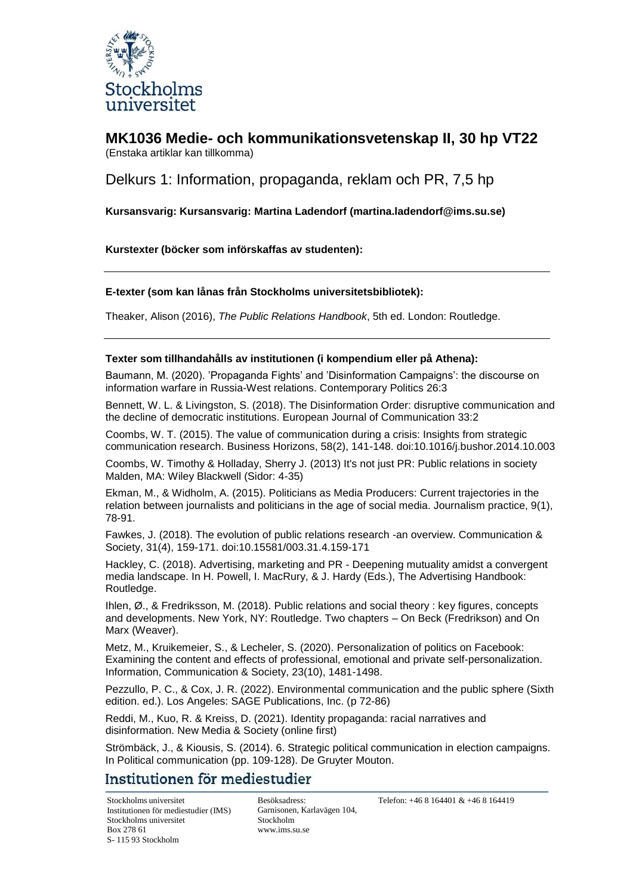# MK1036 Medie- och kommunikationsvetenskap II, 30 hp VT22

(Enstaka artiklar kan tillkomma)

## Delkurs 1: Information, propaganda, reklam och PR, 7,5 hp

**Kursansvarig: Kursansvarig: Martina Ladendorf (martina.ladendorf@ims.su.se)**

**Kurstexter (böcker som införskaffas av studenten):**

---

**E-texter (som kan lånas från Stockholms universitetsbibliotek):**

Theaker, Alison (2016), *The Public Relations Handbook*, 5th ed. London: Routledge.

---

**Texter som tillhandahålls av institutionen (i kompendium eller på Athena):**

Baumann, M. (2020). 'Propaganda Fights' and 'Disinformation Campaigns': the discourse on information warfare in Russia-West relations. Contemporary Politics 26:3

Bennett, W. L. & Livingston, S. (2018). The Disinformation Order: disruptive communication and the decline of democratic institutions. European Journal of Communication 33:2

Coombs, W. T. (2015). The value of communication during a crisis: Insights from strategic communication research. Business Horizons, 58(2), 141-148. doi:10.1016/j.bushor.2014.10.003

Coombs, W. Timothy & Holladay, Sherry J. (2013) It's not just PR: Public relations in society Malden, MA: Wiley Blackwell (Sidor: 4-35)

Ekman, M., & Widholm, A. (2015). Politicians as Media Producers: Current trajectories in the relation between journalists and politicians in the age of social media. Journalism practice, 9(1), 78-91.

Fawkes, J. (2018). The evolution of public relations research -an overview. Communication & Society, 31(4), 159-171. doi:10.15581/003.31.4.159-171

Hackley, C. (2018). Advertising, marketing and PR - Deepening mutuality amidst a convergent media landscape. In H. Powell, I. MacRury, & J. Hardy (Eds.), The Advertising Handbook: Routledge.

Ihlen, Ø., & Fredriksson, M. (2018). Public relations and social theory : key figures, concepts and developments. New York, NY: Routledge. Two chapters – On Beck (Fredrikson) and On Marx (Weaver).

Metz, M., Kruikemeier, S., & Lecheler, S. (2020). Personalization of politics on Facebook: Examining the content and effects of professional, emotional and private self-personalization. Information, Communication & Society, 23(10), 1481-1498.

Pezzullo, P. C., & Cox, J. R. (2022). Environmental communication and the public sphere (Sixth edition. ed.). Los Angeles: SAGE Publications, Inc. (p 72-86)

Reddi, M., Kuo, R. & Kreiss, D. (2021). Identity propaganda: racial narratives and disinformation. New Media & Society (online first)

Strömbäck, J., & Kiousis, S. (2014). 6. Strategic political communication in election campaigns. In Political communication (pp. 109-128). De Gruyter Mouton.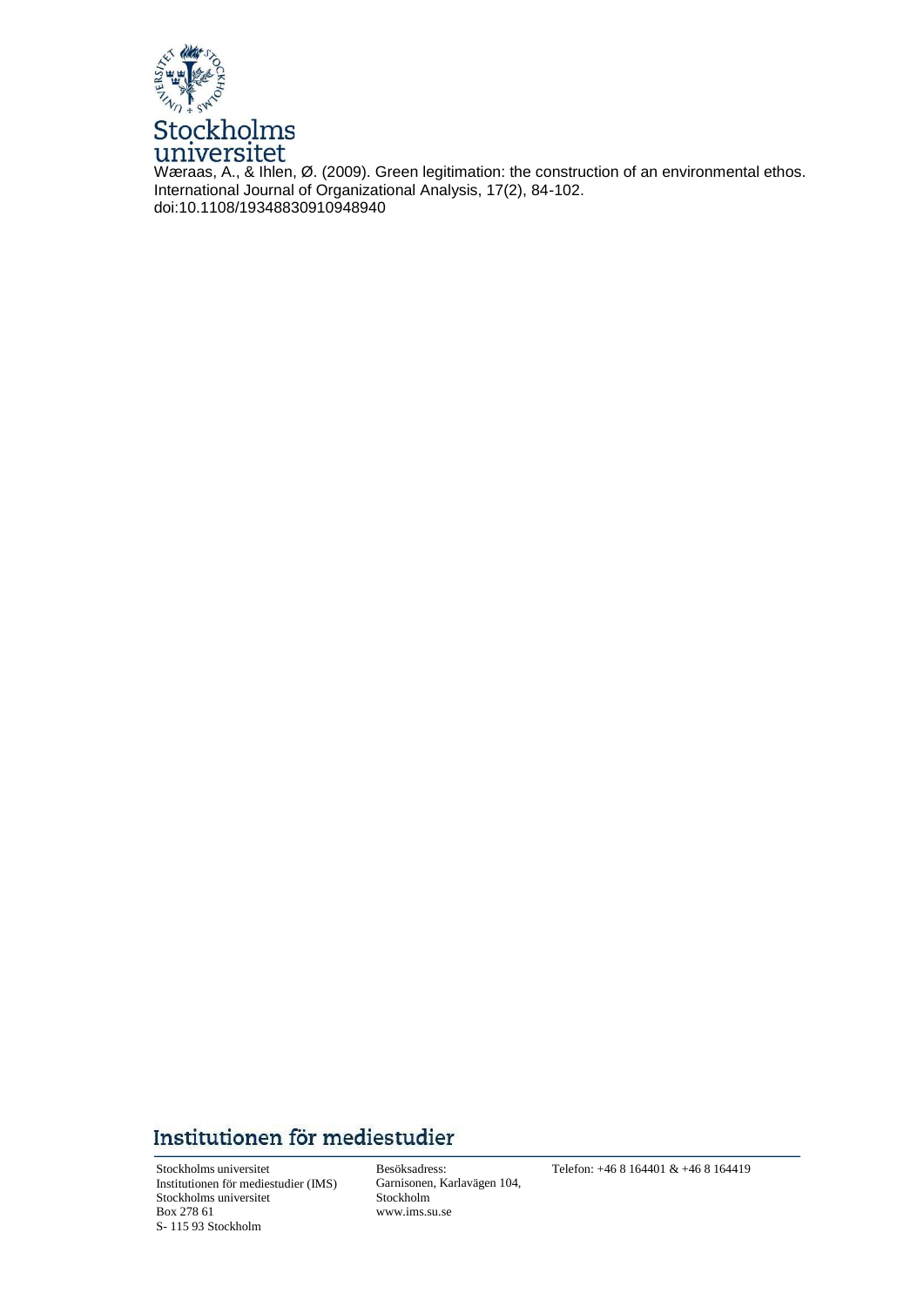Stockholms universitet

Wæraas, A., & Ihlen, Ø. (2009). Green legitimation: the construction of an environmental ethos. International Journal of Organizational Analysis, 17(2), 84-102. doi:10.1108/19348830910948940

## Institutionen för mediestudier

Stockholms universitet
Institutionen för mediestudier (IMS)
Stockholms universitet
Box 278 61
S- 115 93 Stockholm

Besöksadress:
Garnisonen, Karlavägen 104,
Stockholm
www.ims.su.se

Telefon: +46 8 164401 & +46 8 164419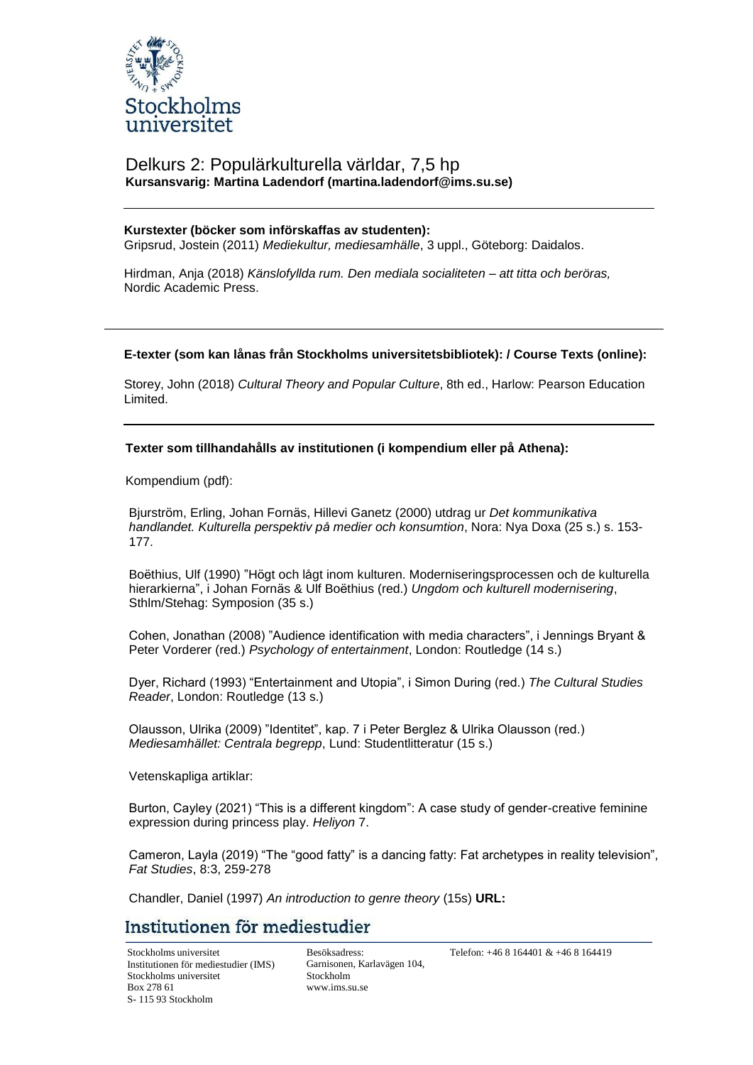## Delkurs 2: Populärkulturella världar, 7,5 hp

**Kursansvarig: Martina Ladendorf (martina.ladendorf@ims.su.se)**

---

**Kurstexter (böcker som införskaffas av studenten):**

Gripsrud, Jostein (2011) *Mediekultur, mediesamhälle*, 3 uppl., Göteborg: Daidalos.

Hirdman, Anja (2018) *Känslofyllda rum. Den mediala socialiteten – att titta och beröras,* Nordic Academic Press.

---

**E-texter (som kan lånas från Stockholms universitetsbibliotek): / Course Texts (online):**

Storey, John (2018) *Cultural Theory and Popular Culture*, 8th ed., Harlow: Pearson Education Limited.

---

**Texter som tillhandahålls av institutionen (i kompendium eller på Athena):**

Kompendium (pdf):

Bjurström, Erling, Johan Fornäs, Hillevi Ganetz (2000) utdrag ur *Det kommunikativa handlandet. Kulturella perspektiv på medier och konsumtion*, Nora: Nya Doxa (25 s.) s. 153-177.

Boëthius, Ulf (1990) ”Högt och lågt inom kulturen. Moderniseringsprocessen och de kulturella hierarkierna”, i Johan Fornäs & Ulf Boëthius (red.) *Ungdom och kulturell modernisering*, Sthlm/Stehag: Symposion (35 s.)

Cohen, Jonathan (2008) ”Audience identification with media characters”, i Jennings Bryant & Peter Vorderer (red.) *Psychology of entertainment*, London: Routledge (14 s.)

Dyer, Richard (1993) “Entertainment and Utopia”, i Simon During (red.) *The Cultural Studies Reader*, London: Routledge (13 s.)

Olausson, Ulrika (2009) ”Identitet”, kap. 7 i Peter Berglez & Ulrika Olausson (red.) *Mediesamhället: Centrala begrepp*, Lund: Studentlitteratur (15 s.)

Vetenskapliga artiklar:

Burton, Cayley (2021) “This is a different kingdom”: A case study of gender-creative feminine expression during princess play. *Heliyon* 7.

Cameron, Layla (2019) “The “good fatty” is a dancing fatty: Fat archetypes in reality television”, *Fat Studies*, 8:3, 259-278

Chandler, Daniel (1997) *An introduction to genre theory* (15s) **URL:**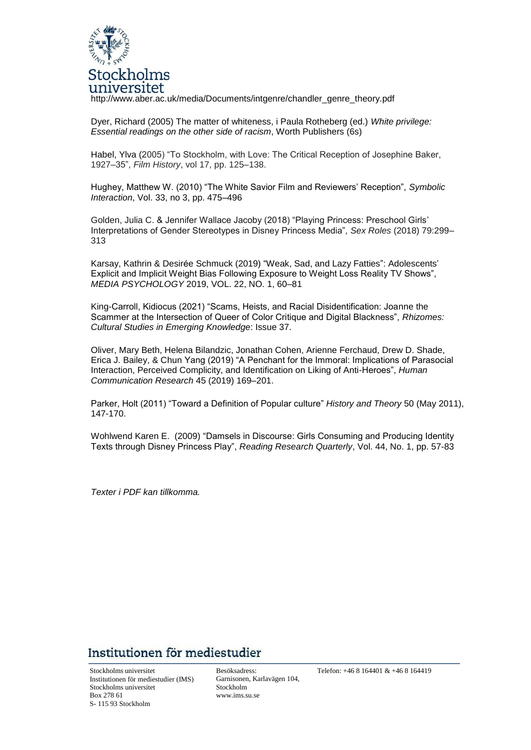http://www.aber.ac.uk/media/Documents/intgenre/chandler_genre_theory.pdf

Dyer, Richard (2005) The matter of whiteness, i Paula Rotheberg (ed.) *White privilege: Essential readings on the other side of racism*, Worth Publishers (6s)

Habel, Ylva (2005) "To Stockholm, with Love: The Critical Reception of Josephine Baker, 1927–35", *Film History*, vol 17, pp. 125–138.

Hughey, Matthew W. (2010) "The White Savior Film and Reviewers' Reception", *Symbolic Interaction*, Vol. 33, no 3, pp. 475–496

Golden, Julia C. & Jennifer Wallace Jacoby (2018) "Playing Princess: Preschool Girls' Interpretations of Gender Stereotypes in Disney Princess Media", *Sex Roles* (2018) 79:299–313

Karsay, Kathrin & Desirée Schmuck (2019) "Weak, Sad, and Lazy Fatties": Adolescents' Explicit and Implicit Weight Bias Following Exposure to Weight Loss Reality TV Shows", *MEDIA PSYCHOLOGY* 2019, VOL. 22, NO. 1, 60–81

King-Carroll, Kidiocus (2021) "Scams, Heists, and Racial Disidentification: Joanne the Scammer at the Intersection of Queer of Color Critique and Digital Blackness", *Rhizomes: Cultural Studies in Emerging Knowledge*: Issue 37.

Oliver, Mary Beth, Helena Bilandzic, Jonathan Cohen, Arienne Ferchaud, Drew D. Shade, Erica J. Bailey, & Chun Yang (2019) "A Penchant for the Immoral: Implications of Parasocial Interaction, Perceived Complicity, and Identification on Liking of Anti-Heroes", *Human Communication Research* 45 (2019) 169–201.

Parker, Holt (2011) "Toward a Definition of Popular culture" *History and Theory* 50 (May 2011), 147-170.

Wohlwend Karen E. (2009) "Damsels in Discourse: Girls Consuming and Producing Identity Texts through Disney Princess Play", *Reading Research Quarterly*, Vol. 44, No. 1, pp. 57-83

*Texter i PDF kan tillkomma.*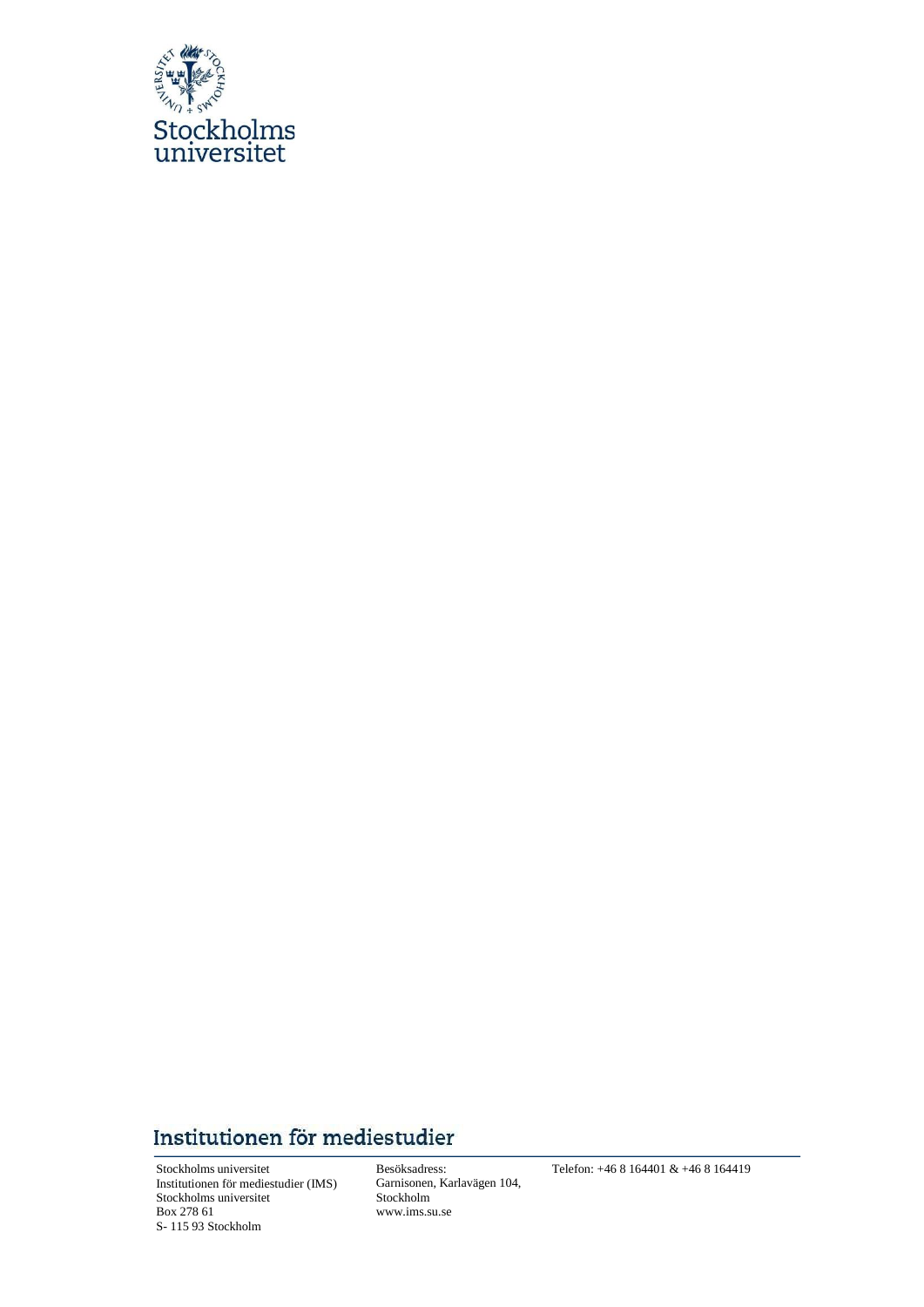Stockholms universitet

## Institutionen för mediestudier

Stockholms universitet
Institutionen för mediestudier (IMS)
Stockholms universitet
Box 278 61
S- 115 93 Stockholm

Besöksadress:
Garnisonen, Karlavägen 104,
Stockholm
www.ims.su.se

Telefon: +46 8 164401 & +46 8 164419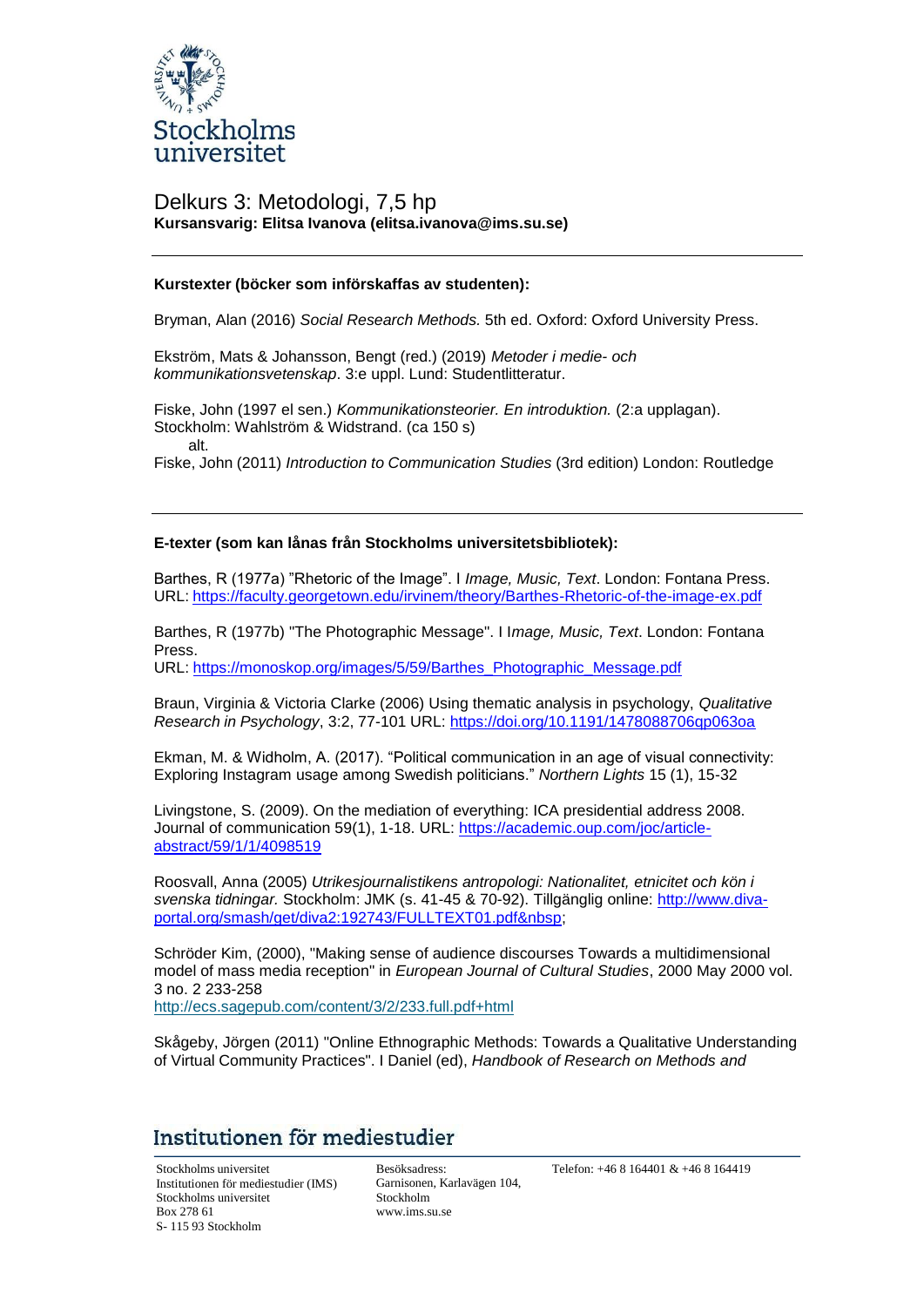## Delkurs 3: Metodologi, 7,5 hp

**Kursansvarig: Elitsa Ivanova (elitsa.ivanova@ims.su.se)**

---

**Kurstexter (böcker som införskaffas av studenten):**

Bryman, Alan (2016) *Social Research Methods.* 5th ed. Oxford: Oxford University Press.

Ekström, Mats & Johansson, Bengt (red.) (2019) *Metoder i medie- och kommunikationsvetenskap*. 3:e uppl. Lund: Studentlitteratur.

Fiske, John (1997 el sen.) *Kommunikationsteorier. En introduktion.* (2:a upplagan). Stockholm: Wahlström & Widstrand. (ca 150 s)
alt.
Fiske, John (2011) *Introduction to Communication Studies* (3rd edition) London: Routledge

---

**E-texter (som kan lånas från Stockholms universitetsbibliotek):**

Barthes, R (1977a) "Rhetoric of the Image". I *Image, Music, Text*. London: Fontana Press. URL: https://faculty.georgetown.edu/irvinem/theory/Barthes-Rhetoric-of-the-image-ex.pdf

Barthes, R (1977b) "The Photographic Message". I I*mage, Music, Text*. London: Fontana Press.
URL: https://monoskop.org/images/5/59/Barthes_Photographic_Message.pdf

Braun, Virginia & Victoria Clarke (2006) Using thematic analysis in psychology, *Qualitative Research in Psychology*, 3:2, 77-101 URL: https://doi.org/10.1191/1478088706qp063oa

Ekman, M. & Widholm, A. (2017). "Political communication in an age of visual connectivity: Exploring Instagram usage among Swedish politicians." *Northern Lights* 15 (1), 15-32

Livingstone, S. (2009). On the mediation of everything: ICA presidential address 2008. Journal of communication 59(1), 1-18. URL: https://academic.oup.com/joc/article-abstract/59/1/1/4098519

Roosvall, Anna (2005) *Utrikesjournalistikens antropologi: Nationalitet, etnicitet och kön i svenska tidningar.* Stockholm: JMK (s. 41-45 & 70-92). Tillgänglig online: http://www.diva-portal.org/smash/get/diva2:192743/FULLTEXT01.pdf&nbsp;

Schröder Kim, (2000), "Making sense of audience discourses Towards a multidimensional model of mass media reception" in *European Journal of Cultural Studies*, 2000 May 2000 vol. 3 no. 2 233-258
http://ecs.sagepub.com/content/3/2/233.full.pdf+html

Skågeby, Jörgen (2011) "Online Ethnographic Methods: Towards a Qualitative Understanding of Virtual Community Practices". I Daniel (ed), *Handbook of Research on Methods and*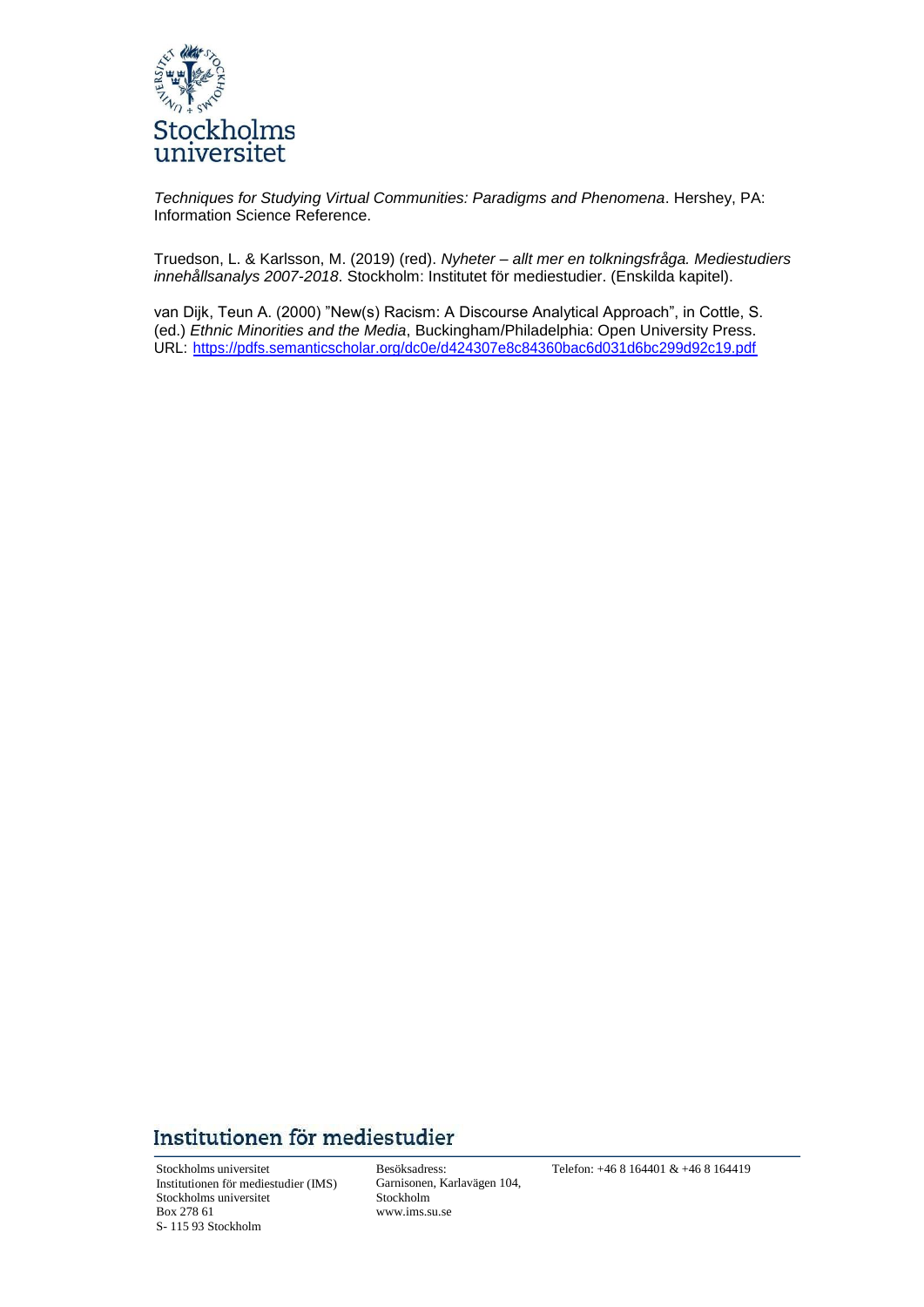*Techniques for Studying Virtual Communities: Paradigms and Phenomena*. Hershey, PA: Information Science Reference.

Truedson, L. & Karlsson, M. (2019) (red). *Nyheter – allt mer en tolkningsfråga. Mediestudiers innehållsanalys 2007-2018*. Stockholm: Institutet för mediestudier. (Enskilda kapitel).

van Dijk, Teun A. (2000) "New(s) Racism: A Discourse Analytical Approach", in Cottle, S. (ed.) *Ethnic Minorities and the Media*, Buckingham/Philadelphia: Open University Press. URL: https://pdfs.semanticscholar.org/dc0e/d424307e8c84360bac6d031d6bc299d92c19.pdf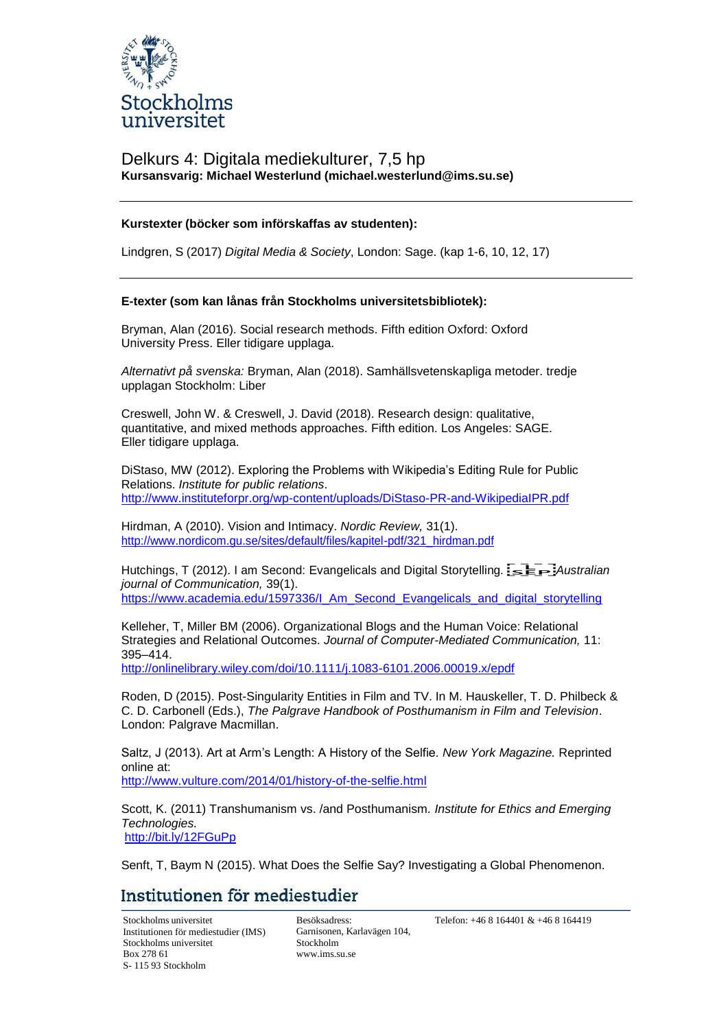# Delkurs 4: Digitala mediekulturer, 7,5 hp

**Kursansvarig: Michael Westerlund (michael.westerlund@ims.su.se)**

---

**Kurstexter (böcker som införskaffas av studenten):**

Lindgren, S (2017) *Digital Media & Society*, London: Sage. (kap 1-6, 10, 12, 17)

---

**E-texter (som kan lånas från Stockholms universitetsbibliotek):**

Bryman, Alan (2016). Social research methods. Fifth edition Oxford: Oxford University Press. Eller tidigare upplaga.

*Alternativt på svenska:* Bryman, Alan (2018). Samhällsvetenskapliga metoder. tredje upplagan Stockholm: Liber

Creswell, John W. & Creswell, J. David (2018). Research design: qualitative, quantitative, and mixed methods approaches. Fifth edition. Los Angeles: SAGE. Eller tidigare upplaga.

DiStaso, MW (2012). Exploring the Problems with Wikipedia's Editing Rule for Public Relations. *Institute for public relations*.
http://www.instituteforpr.org/wp-content/uploads/DiStaso-PR-and-WikipediaIPR.pdf

Hirdman, A (2010). Vision and Intimacy. *Nordic Review,* 31(1).
http://www.nordicom.gu.se/sites/default/files/kapitel-pdf/321_hirdman.pdf

Hutchings, T (2012). I am Second: Evangelicals and Digital Storytelling. *Australian journal of Communication,* 39(1).
https://www.academia.edu/1597336/I_Am_Second_Evangelicals_and_digital_storytelling

Kelleher, T, Miller BM (2006). Organizational Blogs and the Human Voice: Relational Strategies and Relational Outcomes. *Journal of Computer-Mediated Communication,* 11: 395–414.
http://onlinelibrary.wiley.com/doi/10.1111/j.1083-6101.2006.00019.x/epdf

Roden, D (2015). Post-Singularity Entities in Film and TV. In M. Hauskeller, T. D. Philbeck & C. D. Carbonell (Eds.), *The Palgrave Handbook of Posthumanism in Film and Television*. London: Palgrave Macmillan.

Saltz, J (2013). Art at Arm's Length: A History of the Selfie. *New York Magazine.* Reprinted online at:
http://www.vulture.com/2014/01/history-of-the-selfie.html

Scott, K. (2011) Transhumanism vs. /and Posthumanism. *Institute for Ethics and Emerging Technologies.*
http://bit.ly/12FGuPp

Senft, T, Baym N (2015). What Does the Selfie Say? Investigating a Global Phenomenon.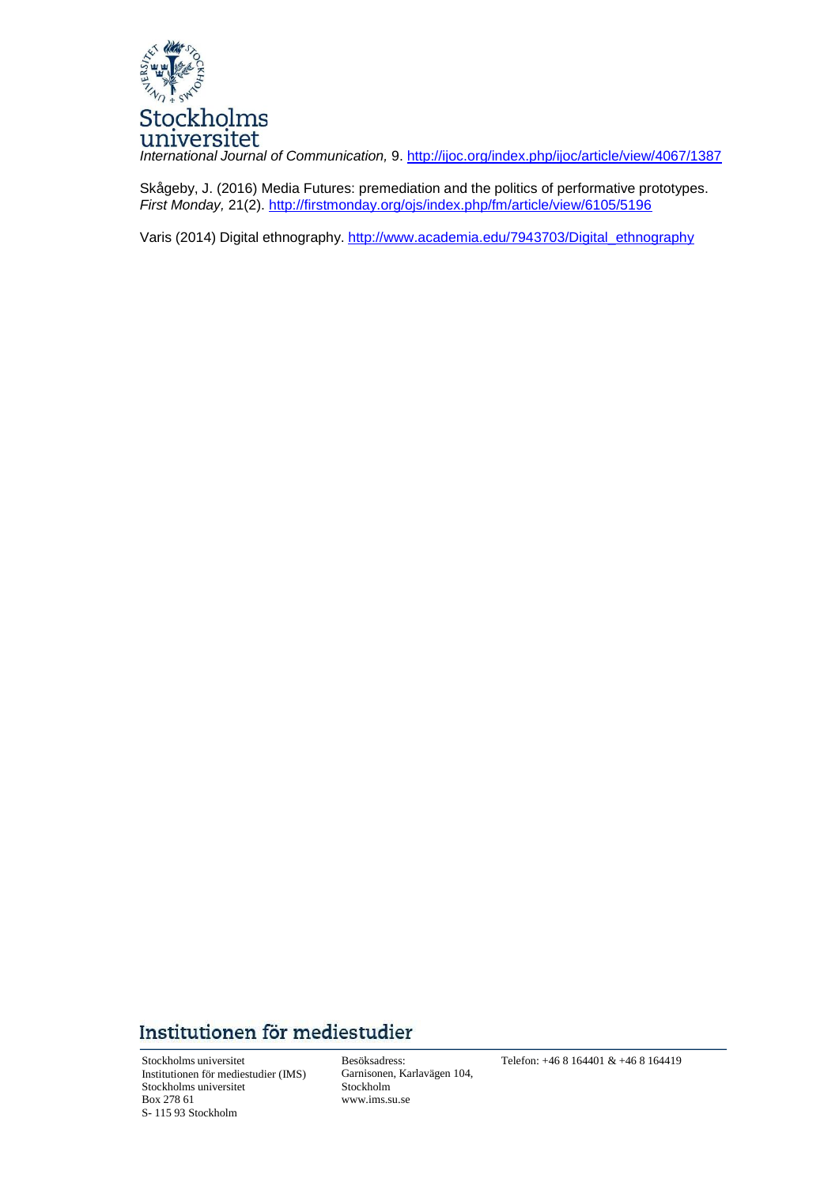*International Journal of Communication,* 9. http://ijoc.org/index.php/ijoc/article/view/4067/1387

Skågeby, J. (2016) Media Futures: premediation and the politics of performative prototypes. *First Monday,* 21(2). http://firstmonday.org/ojs/index.php/fm/article/view/6105/5196

Varis (2014) Digital ethnography. http://www.academia.edu/7943703/Digital_ethnography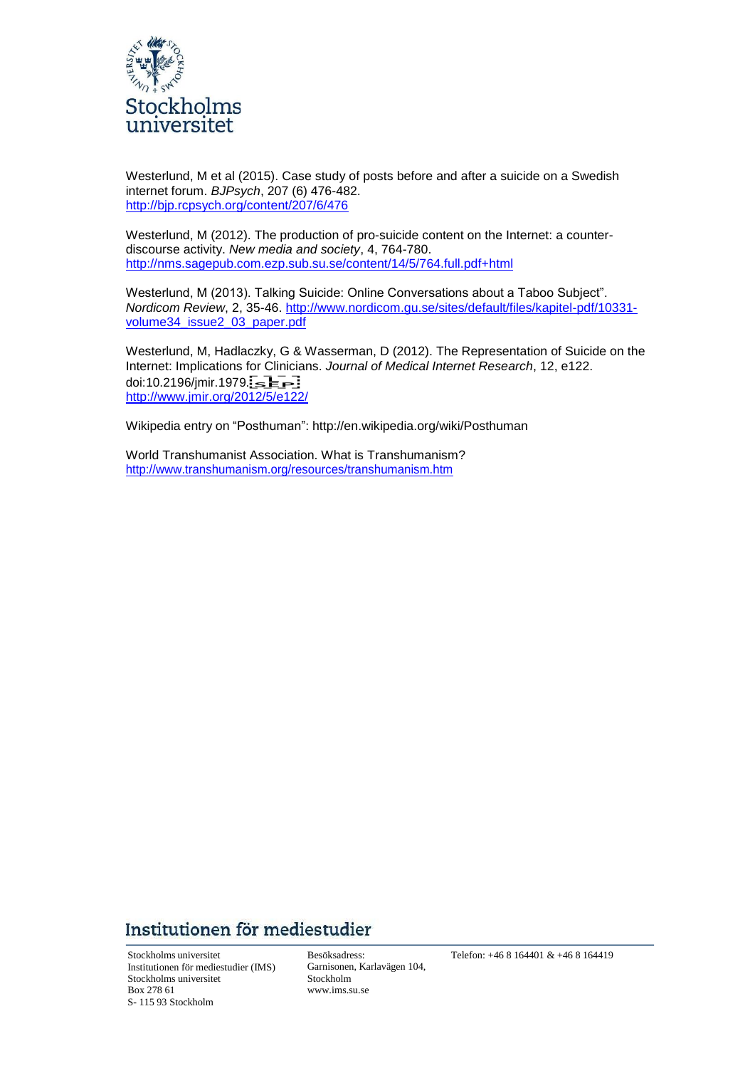Westerlund, M et al (2015). Case study of posts before and after a suicide on a Swedish internet forum. *BJPsych*, 207 (6) 476-482. http://bjp.rcpsych.org/content/207/6/476

Westerlund, M (2012). The production of pro-suicide content on the Internet: a counter-discourse activity. *New media and society*, 4, 764-780. http://nms.sagepub.com.ezp.sub.su.se/content/14/5/764.full.pdf+html

Westerlund, M (2013). Talking Suicide: Online Conversations about a Taboo Subject". *Nordicom Review*, 2, 35-46. http://www.nordicom.gu.se/sites/default/files/kapitel-pdf/10331-volume34_issue2_03_paper.pdf

Westerlund, M, Hadlaczky, G & Wasserman, D (2012). The Representation of Suicide on the Internet: Implications for Clinicians. *Journal of Medical Internet Research*, 12, e122. doi:10.2196/jmir.1979. http://www.jmir.org/2012/5/e122/

Wikipedia entry on "Posthuman": http://en.wikipedia.org/wiki/Posthuman

World Transhumanist Association. What is Transhumanism? http://www.transhumanism.org/resources/transhumanism.htm